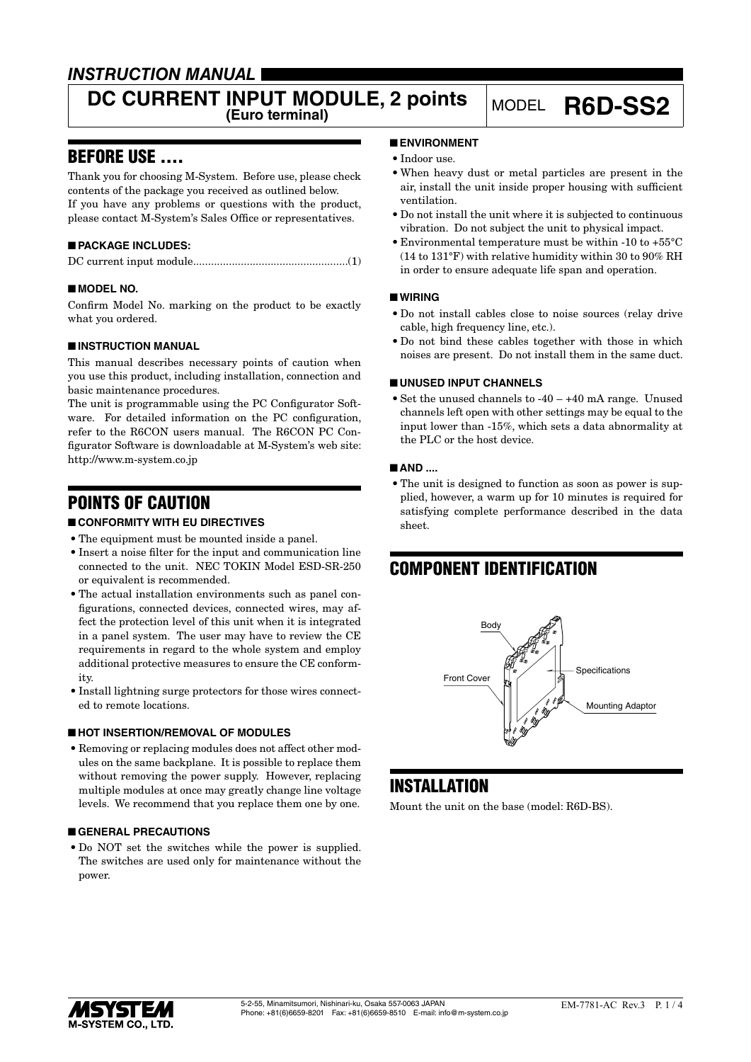# INSTRUCTION MANUAL

# DC CURRENT INPUT MODULE, 2 points (Euro terminal)

MODEL **R6D-SS2**

## BEFORE USE ....

Thank you for choosing M-System. Before use, please check contents of the package you received as outlined below.
If you have any problems or questions with the product, please contact M-System's Sales Office or representatives.

### ■ PACKAGE INCLUDES:

DC current input module....................................................(1)

### ■ MODEL NO.

Confirm Model No. marking on the product to be exactly what you ordered.

### ■ INSTRUCTION MANUAL

This manual describes necessary points of caution when you use this product, including installation, connection and basic maintenance procedures.

The unit is programmable using the PC Configurator Software. For detailed information on the PC configuration, refer to the R6CON users manual. The R6CON PC Configurator Software is downloadable at M-System's web site: http://www.m-system.co.jp

## POINTS OF CAUTION

### ■ CONFORMITY WITH EU DIRECTIVES

- The equipment must be mounted inside a panel.
- Insert a noise filter for the input and communication line connected to the unit. NEC TOKIN Model ESD-SR-250 or equivalent is recommended.
- The actual installation environments such as panel configurations, connected devices, connected wires, may affect the protection level of this unit when it is integrated in a panel system. The user may have to review the CE requirements in regard to the whole system and employ additional protective measures to ensure the CE conformity.
- Install lightning surge protectors for those wires connected to remote locations.

### ■ HOT INSERTION/REMOVAL OF MODULES

- Removing or replacing modules does not affect other modules on the same backplane. It is possible to replace them without removing the power supply. However, replacing multiple modules at once may greatly change line voltage levels. We recommend that you replace them one by one.

### ■ GENERAL PRECAUTIONS

- Do NOT set the switches while the power is supplied. The switches are used only for maintenance without the power.

### ■ ENVIRONMENT

- Indoor use.
- When heavy dust or metal particles are present in the air, install the unit inside proper housing with sufficient ventilation.
- Do not install the unit where it is subjected to continuous vibration. Do not subject the unit to physical impact.
- Environmental temperature must be within -10 to +55°C (14 to 131°F) with relative humidity within 30 to 90% RH in order to ensure adequate life span and operation.

### ■ WIRING

- Do not install cables close to noise sources (relay drive cable, high frequency line, etc.).
- Do not bind these cables together with those in which noises are present. Do not install them in the same duct.

### ■ UNUSED INPUT CHANNELS

- Set the unused channels to -40 – +40 mA range. Unused channels left open with other settings may be equal to the input lower than -15%, which sets a data abnormality at the PLC or the host device.

### ■ AND ....

- The unit is designed to function as soon as power is supplied, however, a warm up for 10 minutes is required for satisfying complete performance described in the data sheet.

## COMPONENT IDENTIFICATION

Body

Front Cover

Specifications

Mounting Adaptor

## INSTALLATION

Mount the unit on the base (model: R6D-BS).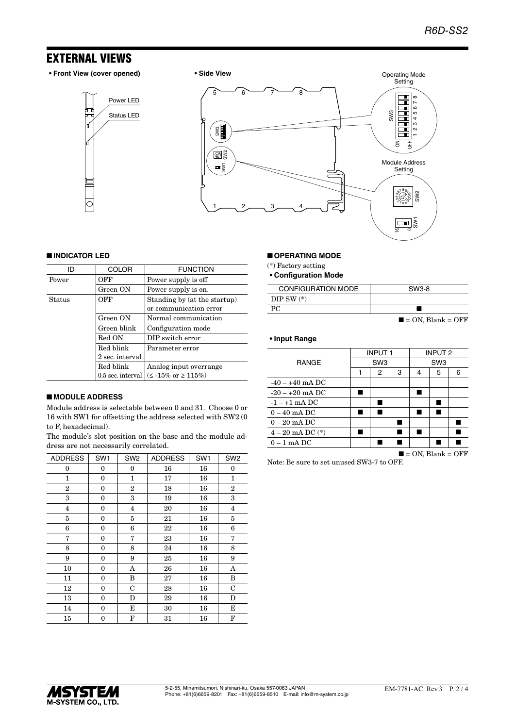## EXTERNAL VIEWS

**• Front View (cover opened)**

Power LED

Status LED

**• Side View**

Operating Mode Setting

Module Address Setting

### ■ INDICATOR LED

| ID | COLOR | FUNCTION |
|---|---|---|
| Power | OFF | Power supply is off |
| | Green ON | Power supply is on. |
| Status | OFF | Standing by (at the startup) or communication error |
| | Green ON | Normal communication |
| | Green blink | Configuration mode |
| | Red ON | DIP switch error |
| | Red blink 2 sec. interval | Parameter error |
| | Red blink 0.5 sec. interval | Analog input overrange (≤ -15% or ≥ 115%) |

### ■ MODULE ADDRESS

Module address is selectable between 0 and 31. Choose 0 or 16 with SW1 for offsetting the address selected with SW2 (0 to F, hexadecimal).

The module's slot position on the base and the module address are not necessarily correlated.

| ADDRESS | SW1 | SW2 | ADDRESS | SW1 | SW2 |
|---|---|---|---|---|---|
| 0 | 0 | 0 | 16 | 16 | 0 |
| 1 | 0 | 1 | 17 | 16 | 1 |
| 2 | 0 | 2 | 18 | 16 | 2 |
| 3 | 0 | 3 | 19 | 16 | 3 |
| 4 | 0 | 4 | 20 | 16 | 4 |
| 5 | 0 | 5 | 21 | 16 | 5 |
| 6 | 0 | 6 | 22 | 16 | 6 |
| 7 | 0 | 7 | 23 | 16 | 7 |
| 8 | 0 | 8 | 24 | 16 | 8 |
| 9 | 0 | 9 | 25 | 16 | 9 |
| 10 | 0 | A | 26 | 16 | A |
| 11 | 0 | B | 27 | 16 | B |
| 12 | 0 | C | 28 | 16 | C |
| 13 | 0 | D | 29 | 16 | D |
| 14 | 0 | E | 30 | 16 | E |
| 15 | 0 | F | 31 | 16 | F |

### ■ OPERATING MODE

(*) Factory setting

**• Configuration Mode**

| CONFIGURATION MODE | SW3-8 |
|---|---|
| DIP SW (*) | |
| PC | ■ |

■ = ON, Blank = OFF

**• Input Range**

| RANGE | INPUT 1 | | | INPUT 2 | | |
|---|---|---|---|---|---|---|
| | SW3 | | | SW3 | | |
| | 1 | 2 | 3 | 4 | 5 | 6 |
| -40 – +40 mA DC | | | | | | |
| -20 – +20 mA DC | ■ | | | ■ | | |
| -1 – +1 mA DC | | ■ | | | ■ | |
| 0 – 40 mA DC | ■ | ■ | | ■ | ■ | |
| 0 – 20 mA DC | | | ■ | | | ■ |
| 4 – 20 mA DC (*) | ■ | | ■ | ■ | | ■ |
| 0 – 1 mA DC | | ■ | ■ | | ■ | ■ |

■ = ON, Blank = OFF

Note: Be sure to set unused SW3-7 to OFF.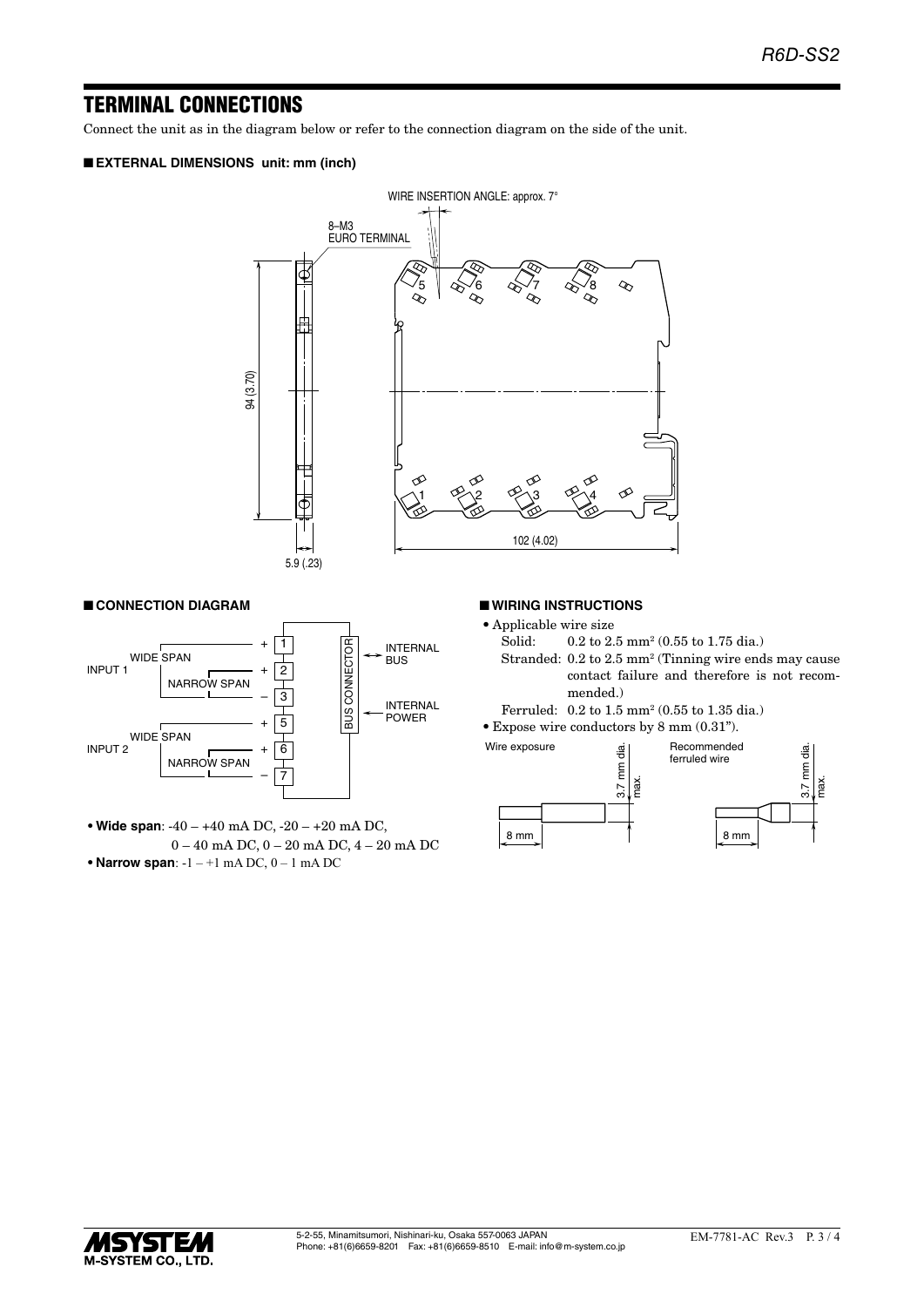## TERMINAL CONNECTIONS

Connect the unit as in the diagram below or refer to the connection diagram on the side of the unit.

### ■ EXTERNAL DIMENSIONS unit: mm (inch)

WIRE INSERTION ANGLE: approx. 7°

8–M3
EURO TERMINAL

94 (3.70)

5.9 (.23)

102 (4.02)

### ■ CONNECTION DIAGRAM

INPUT 1: WIDE SPAN + 1, NARROW SPAN + 2, – 3

INPUT 2: WIDE SPAN + 5, NARROW SPAN + 6, – 7

BUS CONNECTOR ↔ INTERNAL BUS

BUS CONNECTOR ← INTERNAL POWER

- **Wide span**: -40 – +40 mA DC, -20 – +20 mA DC, 0 – 40 mA DC, 0 – 20 mA DC, 4 – 20 mA DC
- **Narrow span**: -1 – +1 mA DC, 0 – 1 mA DC

### ■ WIRING INSTRUCTIONS

- Applicable wire size
  - Solid: 0.2 to 2.5 mm² (0.55 to 1.75 dia.)
  - Stranded: 0.2 to 2.5 mm² (Tinning wire ends may cause contact failure and therefore is not recommended.)
  - Ferruled: 0.2 to 1.5 mm² (0.55 to 1.35 dia.)
- Expose wire conductors by 8 mm (0.31").

Wire exposure: 8 mm, 3.7 mm dia. max.

Recommended ferruled wire: 8 mm, 3.7 mm dia. max.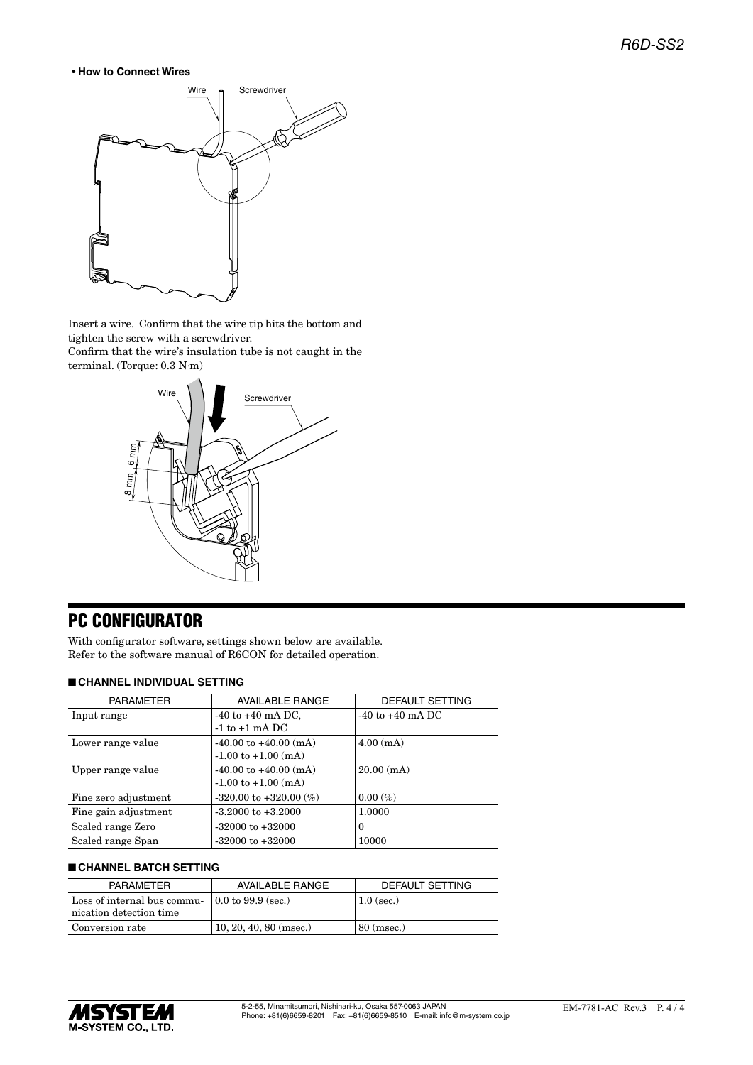**• How to Connect Wires**

Wire

Screwdriver

Insert a wire. Confirm that the wire tip hits the bottom and tighten the screw with a screwdriver.
Confirm that the wire's insulation tube is not caught in the terminal. (Torque: 0.3 N·m)

Wire

Screwdriver

6 mm

8 mm

# PC CONFIGURATOR

With configurator software, settings shown below are available.
Refer to the software manual of R6CON for detailed operation.

## ■ CHANNEL INDIVIDUAL SETTING

| PARAMETER | AVAILABLE RANGE | DEFAULT SETTING |
|---|---|---|
| Input range | -40 to +40 mA DC,<br>-1 to +1 mA DC | -40 to +40 mA DC |
| Lower range value | -40.00 to +40.00 (mA)<br>-1.00 to +1.00 (mA) | 4.00 (mA) |
| Upper range value | -40.00 to +40.00 (mA)<br>-1.00 to +1.00 (mA) | 20.00 (mA) |
| Fine zero adjustment | -320.00 to +320.00 (%) | 0.00 (%) |
| Fine gain adjustment | -3.2000 to +3.2000 | 1.0000 |
| Scaled range Zero | -32000 to +32000 | 0 |
| Scaled range Span | -32000 to +32000 | 10000 |

## ■ CHANNEL BATCH SETTING

| PARAMETER | AVAILABLE RANGE | DEFAULT SETTING |
|---|---|---|
| Loss of internal bus communication detection time | 0.0 to 99.9 (sec.) | 1.0 (sec.) |
| Conversion rate | 10, 20, 40, 80 (msec.) | 80 (msec.) |